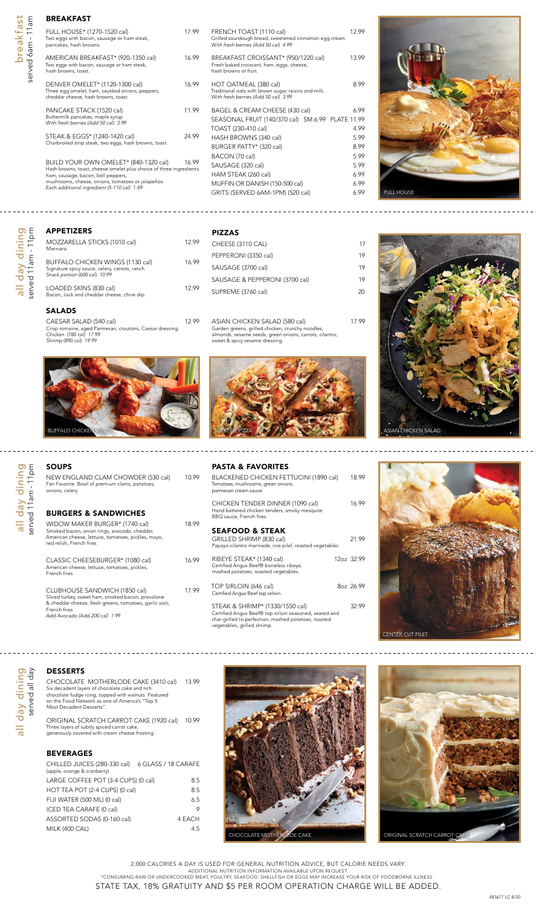## breakfast
served 6am - 11am

### BREAKFAST

FULL HOUSE* (1270-1520 cal) 17.99
Two eggs with bacon, sausage or ham steak, pancakes, hash browns.

AMERICAN BREAKFAST* (920-1350 cal) 16.99
Two eggs with bacon, sausage or ham steak, hash browns, toast.

DENVER OMELET* (1120-1300 cal) 16.99
Three egg omelet, ham, sautéed onions, peppers, cheddar cheese, hash browns, toast.

PANCAKE STACK (1520 cal) 11.99
Buttermilk pancakes, maple syrup.
*With fresh berries (Add 50 cal) 3.99*

STEAK & EGGS* (1240-1420 cal) 24.99
Charbroiled strip steak, two eggs, hash browns, toast.

BUILD YOUR OWN OMELET* (840-1320 cal) 16.99
Hash browns, toast, cheese omelet plus choice of three ingredients: ham, sausage, bacon, bell peppers, mushrooms, cheese, onions, tomatoes or jalapeños.
*Each additional ingredient (5-110 cal) 1.49*

FRENCH TOAST (1110 cal) 12.99
Grilled sourdough bread, sweetened cinnamon egg cream.
*With fresh berries (Add 50 cal) 4.99*

BREAKFAST CROISSANT* (950/1220 cal) 13.99
Fresh baked croissant, ham, eggs, cheese, hash browns or fruit.

HOT OATMEAL (380 cal) 8.99
Traditional oats with brown sugar, raisins and milk.
*With fresh berries (Add 50 cal) 3.99*

| Item | Price |
|---|---|
| BAGEL & CREAM CHEESE (430 cal) | 6.99 |
| SEASONAL FRUIT (140/370 cal) SM 6.99 PLATE | 11.99 |
| TOAST (230-410 cal) | 4.99 |
| HASH BROWNS (340 cal) | 5.99 |
| BURGER PATTY* (320 cal) | 8.99 |
| BACON (70 cal) | 5.99 |
| SAUSAGE (320 cal) | 5.99 |
| HAM STEAK (260 cal) | 6.99 |
| MUFFIN OR DANISH (150-500 cal) | 6.99 |
| GRITS (SERVED 6AM-1PM) (520 cal) | 6.99 |

FULL HOUSE

## all day dining
served 11am - 11pm

### APPETIZERS

MOZZARELLA STICKS (1010 cal) 12.99
Marinara.

BUFFALO CHICKEN WINGS (1130 cal) 16.99
Signature spicy sauce, celery, carrots, ranch.
*Snack portion (600 cal) 10.99*

LOADED SKINS (830 cal) 12.99
Bacon, Jack and cheddar cheese, chive dip.

### PIZZAS

| Item | Price |
|---|---|
| CHEESE (3110 CAL) | 17 |
| PEPPERONI (3350 cal) | 19 |
| SAUSAGE (3700 cal) | 19 |
| SAUSAGE & PEPPERONI (3700 cal) | 19 |
| SUPREME (3760 cal) | 20 |

### SALADS

CAESAR SALAD (540 cal) 12.99
Crisp romaine, aged Parmesan, croutons, Caesar dressing.
*Chicken (780 cal) 17.99*
*Shrimp (890 cal) 19.99*

ASIAN CHICKEN SALAD (580 cal) 17.99
Garden greens, grilled chicken, crunchy noodles, almonds, sesame seeds, green onions, carrots, cilantro, sweet & spicy sesame dressing.

BUFFALO CHICKEN WINGS

SUPREME PIZZA

ASIAN CHICKEN SALAD

## all day dining
served 11am - 11pm

### SOUPS

NEW ENGLAND CLAM CHOWDER (530 cal) 10.99
Fan Favorite. Bowl of premium clams, potatoes, onions, celery.

### BURGERS & SANDWICHES

WIDOW MAKER BURGER* (1740 cal) 18.99
Smoked bacon, onion rings, avocado, cheddar, American cheese, lettuce, tomatoes, pickles, mayo, red relish, French fries.

CLASSIC CHEESEBURGER* (1080 cal) 16.99
American cheese, lettuce, tomatoes, pickles, French fries.

CLUBHOUSE SANDWICH (1850 cal) 17.99
Sliced turkey, sweet ham, smoked bacon, provolone & cheddar cheese, fresh greens, tomatoes, garlic aioli, French fries.
*Add Avocado (Add 200 cal) 1.99*

### PASTA & FAVORITES

BLACKENED CHICKEN FETTUCINI (1890 cal) 18.99
Tomatoes, mushrooms, green onions, parmesan cream sauce

CHICKEN TENDER DINNER (1090 cal) 16.99
Hand battered chicken tenders, smoky mesquite BBQ sauce, French fries.

### SEAFOOD & STEAK

GRILLED SHRIMP (830 cal) 21.99
Papaya-cilantro marinade, rice pilaf, roasted vegetables.

RIBEYE STEAK* (1340 cal) 12oz 32.99
Certified Angus Beef® boneless ribeye, mashed potatoes, roasted vegetables.

TOP SIRLOIN (646 cal) 8oz 26.99
Certified Angus Beef top sirloin

STEAK & SHRIMP* (1330/1550 cal) 32.99
Certified Angus Beef® top sirloin seasoned, seared and char-grilled to perfection, mashed potatoes, roasted vegetables, grilled shrimp.

CENTER CUT FILET

## all day dining
served all day

### DESSERTS

CHOCOLATE MOTHERLODE CAKE (3410 cal) 13.99
Six decadent layers of chocolate cake and rich chocolate fudge icing, topped with walnuts. Featured on the Food Network as one of America's "Top 5 Most Decadent Desserts".

ORIGINAL SCRATCH CARROT CAKE (1920 cal) 10.99
Three layers of subtly spiced carrot cake, generously covered with cream cheese frosting.

### BEVERAGES

| Item | Price |
|---|---|
| CHILLED JUICES (280-330 cal) (apple, orange & cranberry) | 6 GLASS / 18 CARAFE |
| LARGE COFFEE POT (3-4 CUPS) (0 cal) | 8.5 |
| HOT TEA POT (2-4 CUPS) (0 cal) | 8.5 |
| FIJI WATER (500 ML) (0 cal) | 6.5 |
| ICED TEA CARAFE (0 cal) | 9 |
| ASSORTED SODAS (0-160 cal) | 4 EACH |
| MILK (400 CAL) | 4.5 |

CHOCOLATE MOTHERLODE CAKE

ORIGINAL SCRATCH CARROT CAKE

2,000 CALORIES A DAY IS USED FOR GENERAL NUTRITION ADVICE, BUT CALORIE NEEDS VARY.
ADDITIONAL NUTRITION INFORMATION AVAILABLE UPON REQUEST.
*CONSUMING RAW OR UNDERCOOKED MEAT, POULTRY, SEAFOOD, SHELLFISH OR EGGS MAY INCREASE YOUR RISK OF FOODBORNE ILLNESS.

STATE TAX, 18% GRATUITY AND $5 PER ROOM OPERATION CHARGE WILL BE ADDED.

483677 LC 8/20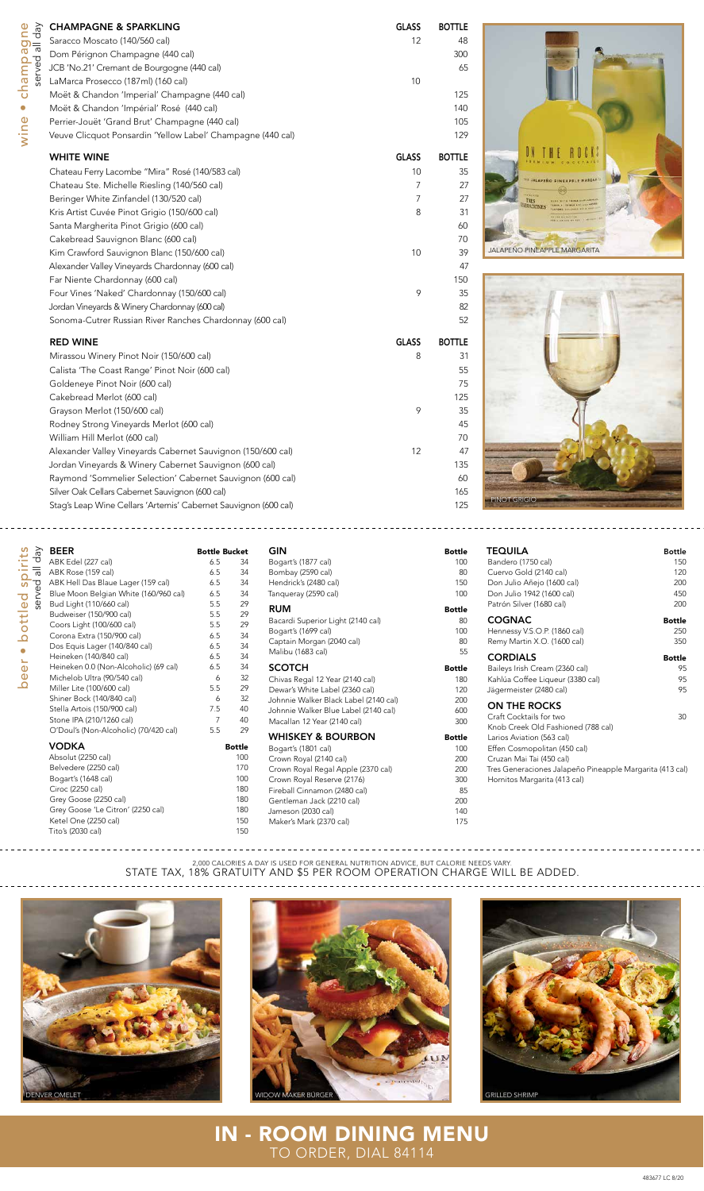wine • champagne
served all day

## CHAMPAGNE & SPARKLING

| | GLASS | BOTTLE |
|---|---|---|
| Saracco Moscato (140/560 cal) | 12 | 48 |
| Dom Pérignon Champagne (440 cal) | | 300 |
| JCB 'No.21' Cremant de Bourgogne (440 cal) | | 65 |
| LaMarca Prosecco (187ml) (160 cal) | 10 | |
| Moët & Chandon 'Imperial' Champagne (440 cal) | | 125 |
| Moët & Chandon 'Impérial' Rosé (440 cal) | | 140 |
| Perrier-Jouët 'Grand Brut' Champagne (440 cal) | | 105 |
| Veuve Clicquot Ponsardin 'Yellow Label' Champagne (440 cal) | | 129 |

## WHITE WINE

| | GLASS | BOTTLE |
|---|---|---|
| Chateau Ferry Lacombe "Mira" Rosé (140/583 cal) | 10 | 35 |
| Chateau Ste. Michelle Riesling (140/560 cal) | 7 | 27 |
| Beringer White Zinfandel (130/520 cal) | 7 | 27 |
| Kris Artist Cuvée Pinot Grigio (150/600 cal) | 8 | 31 |
| Santa Margherita Pinot Grigio (600 cal) | | 60 |
| Cakebread Sauvignon Blanc (600 cal) | | 70 |
| Kim Crawford Sauvignon Blanc (150/600 cal) | 10 | 39 |
| Alexander Valley Vineyards Chardonnay (600 cal) | | 47 |
| Far Niente Chardonnay (600 cal) | | 150 |
| Four Vines 'Naked' Chardonnay (150/600 cal) | 9 | 35 |
| Jordan Vineyards & Winery Chardonnay (600 cal) | | 82 |
| Sonoma-Cutrer Russian River Ranches Chardonnay (600 cal) | | 52 |

## RED WINE

| | GLASS | BOTTLE |
|---|---|---|
| Mirassou Winery Pinot Noir (150/600 cal) | 8 | 31 |
| Calista 'The Coast Range' Pinot Noir (600 cal) | | 55 |
| Goldeneye Pinot Noir (600 cal) | | 75 |
| Cakebread Merlot (600 cal) | | 125 |
| Grayson Merlot (150/600 cal) | 9 | 35 |
| Rodney Strong Vineyards Merlot (600 cal) | | 45 |
| William Hill Merlot (600 cal) | | 70 |
| Alexander Valley Vineyards Cabernet Sauvignon (150/600 cal) | 12 | 47 |
| Jordan Vineyards & Winery Cabernet Sauvignon (600 cal) | | 135 |
| Raymond 'Sommelier Selection' Cabernet Sauvignon (600 cal) | | 60 |
| Silver Oak Cellars Cabernet Sauvignon (600 cal) | | 165 |
| Stag's Leap Wine Cellars 'Artemis' Cabernet Sauvignon (600 cal) | | 125 |

JALAPEÑO PINEAPPLE MARGARITA

PINOT GRIGIO

beer • bottled spirits
served all day

## BEER

| | Bottle | Bucket |
|---|---|---|
| ABK Edel (227 cal) | 6.5 | 34 |
| ABK Rose (159 cal) | 6.5 | 34 |
| ABK Hell Das Blaue Lager (159 cal) | 6.5 | 34 |
| Blue Moon Belgian White (160/960 cal) | 6.5 | 34 |
| Bud Light (110/660 cal) | 5.5 | 29 |
| Budweiser (150/900 cal) | 5.5 | 29 |
| Coors Light (100/600 cal) | 5.5 | 29 |
| Corona Extra (150/900 cal) | 6.5 | 34 |
| Dos Equis Lager (140/840 cal) | 6.5 | 34 |
| Heineken (140/840 cal) | 6.5 | 34 |
| Heineken 0.0 (Non-Alcoholic) (69 cal) | 6.5 | 34 |
| Michelob Ultra (90/540 cal) | 6 | 32 |
| Miller Lite (100/600 cal) | 5.5 | 29 |
| Shiner Bock (140/840 cal) | 6 | 32 |
| Stella Artois (150/900 cal) | 7.5 | 40 |
| Stone IPA (210/1260 cal) | 7 | 40 |
| O'Doul's (Non-Alcoholic) (70/420 cal) | 5.5 | 29 |

## VODKA

| | Bottle |
|---|---|
| Absolut (2250 cal) | 100 |
| Belvedere (2250 cal) | 170 |
| Bogart's (1648 cal) | 100 |
| Ciroc (2250 cal) | 180 |
| Grey Goose (2250 cal) | 180 |
| Grey Goose 'Le Citron' (2250 cal) | 180 |
| Ketel One (2250 cal) | 150 |
| Tito's (2030 cal) | 150 |

## GIN

| | Bottle |
|---|---|
| Bogart's (1877 cal) | 100 |
| Bombay (2590 cal) | 80 |
| Hendrick's (2480 cal) | 150 |
| Tanqueray (2590 cal) | 100 |

## RUM

| | Bottle |
|---|---|
| Bacardi Superior Light (2140 cal) | 80 |
| Bogart's (1699 cal) | 100 |
| Captain Morgan (2040 cal) | 80 |
| Malibu (1683 cal) | 55 |

## SCOTCH

| | Bottle |
|---|---|
| Chivas Regal 12 Year (2140 cal) | 180 |
| Dewar's White Label (2360 cal) | 120 |
| Johnnie Walker Black Label (2140 cal) | 200 |
| Johnnie Walker Blue Label (2140 cal) | 600 |
| Macallan 12 Year (2140 cal) | 300 |

## WHISKEY & BOURBON

| | Bottle |
|---|---|
| Bogart's (1801 cal) | 100 |
| Crown Royal (2140 cal) | 200 |
| Crown Royal Regal Apple (2370 cal) | 200 |
| Crown Royal Reserve (2176) | 300 |
| Fireball Cinnamon (2480 cal) | 85 |
| Gentleman Jack (2210 cal) | 200 |
| Jameson (2030 cal) | 140 |
| Maker's Mark (2370 cal) | 175 |

## TEQUILA

| | Bottle |
|---|---|
| Bandero (1750 cal) | 150 |
| Cuervo Gold (2140 cal) | 120 |
| Don Julio Añejo (1600 cal) | 200 |
| Don Julio 1942 (1600 cal) | 450 |
| Patrón Silver (1680 cal) | 200 |

## COGNAC

| | Bottle |
|---|---|
| Hennessy V.S.O.P. (1860 cal) | 250 |
| Remy Martin X.O. (1600 cal) | 350 |

## CORDIALS

| | Bottle |
|---|---|
| Baileys Irish Cream (2360 cal) | 95 |
| Kahlúa Coffee Liqueur (3380 cal) | 95 |
| Jägermeister (2480 cal) | 95 |

## ON THE ROCKS

Craft Cocktails for two — 30

- Knob Creek Old Fashioned (788 cal)
- Larios Aviation (563 cal)
- Effen Cosmopolitan (450 cal)
- Cruzan Mai Tai (450 cal)
- Tres Generaciones Jalapeño Pineapple Margarita (413 cal)
- Hornitos Margarita (413 cal)

2,000 CALORIES A DAY IS USED FOR GENERAL NUTRITION ADVICE, BUT CALORIE NEEDS VARY.
STATE TAX, 18% GRATUITY AND $5 PER ROOM OPERATION CHARGE WILL BE ADDED.

DENVER OMELET

WIDOW MAKER BURGER

GRILLED SHRIMP

# IN - ROOM DINING MENU

TO ORDER, DIAL 84114

483677 LC 8/20